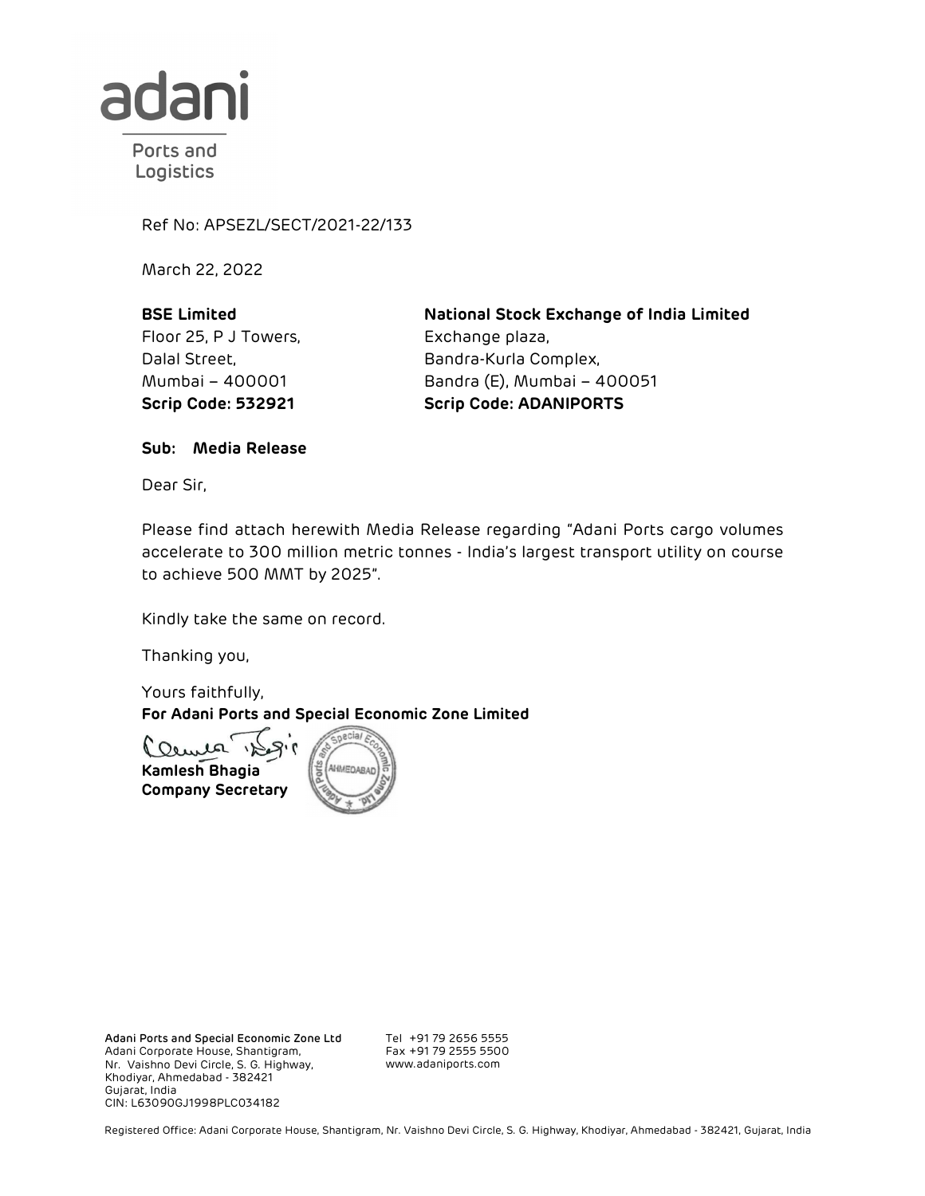adani

Ports and Logistics

Ref No: APSEZL/SECT/2021-22/133

March 22, 2022

**BSE Limited**
Floor 25, P J Towers,
Dalal Street,
Mumbai – 400001
**Scrip Code: 532921**

**National Stock Exchange of India Limited**
Exchange plaza,
Bandra-Kurla Complex,
Bandra (E), Mumbai – 400051
**Scrip Code: ADANIPORTS**

**Sub: Media Release**

Dear Sir,

Please find attach herewith Media Release regarding "Adani Ports cargo volumes accelerate to 300 million metric tonnes - India's largest transport utility on course to achieve 500 MMT by 2025".

Kindly take the same on record.

Thanking you,

Yours faithfully,
**For Adani Ports and Special Economic Zone Limited**

**Kamlesh Bhagia**
**Company Secretary**

**Adani Ports and Special Economic Zone Ltd**
Adani Corporate House, Shantigram,
Nr. Vaishno Devi Circle, S. G. Highway,
Khodiyar, Ahmedabad - 382421
Gujarat, India
CIN: L63090GJ1998PLC034182

Tel +91 79 2656 5555
Fax +91 79 2555 5500
www.adaniports.com

Registered Office: Adani Corporate House, Shantigram, Nr. Vaishno Devi Circle, S. G. Highway, Khodiyar, Ahmedabad - 382421, Gujarat, India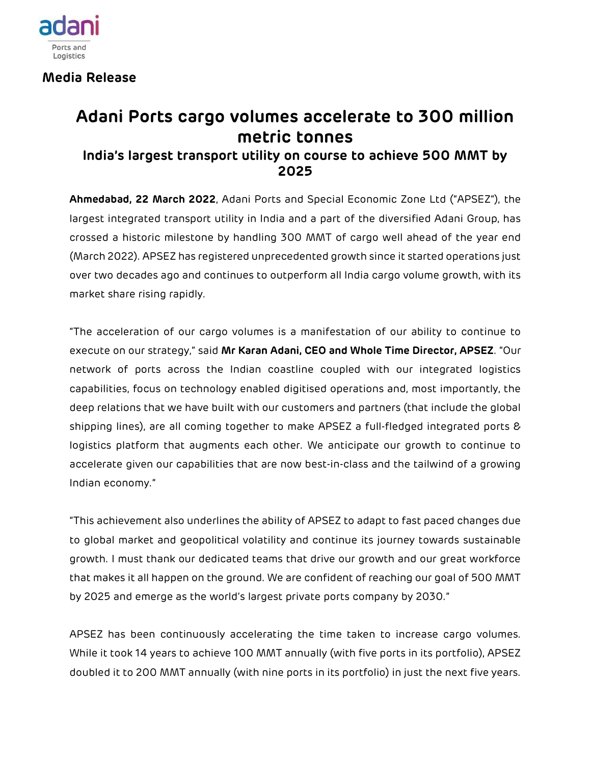**Media Release**

# Adani Ports cargo volumes accelerate to 300 million metric tonnes

## India's largest transport utility on course to achieve 500 MMT by 2025

**Ahmedabad, 22 March 2022**, Adani Ports and Special Economic Zone Ltd ("APSEZ"), the largest integrated transport utility in India and a part of the diversified Adani Group, has crossed a historic milestone by handling 300 MMT of cargo well ahead of the year end (March 2022). APSEZ has registered unprecedented growth since it started operations just over two decades ago and continues to outperform all India cargo volume growth, with its market share rising rapidly.

"The acceleration of our cargo volumes is a manifestation of our ability to continue to execute on our strategy," said **Mr Karan Adani, CEO and Whole Time Director, APSEZ**. "Our network of ports across the Indian coastline coupled with our integrated logistics capabilities, focus on technology enabled digitised operations and, most importantly, the deep relations that we have built with our customers and partners (that include the global shipping lines), are all coming together to make APSEZ a full-fledged integrated ports & logistics platform that augments each other. We anticipate our growth to continue to accelerate given our capabilities that are now best-in-class and the tailwind of a growing Indian economy."

"This achievement also underlines the ability of APSEZ to adapt to fast paced changes due to global market and geopolitical volatility and continue its journey towards sustainable growth. I must thank our dedicated teams that drive our growth and our great workforce that makes it all happen on the ground. We are confident of reaching our goal of 500 MMT by 2025 and emerge as the world's largest private ports company by 2030."

APSEZ has been continuously accelerating the time taken to increase cargo volumes. While it took 14 years to achieve 100 MMT annually (with five ports in its portfolio), APSEZ doubled it to 200 MMT annually (with nine ports in its portfolio) in just the next five years.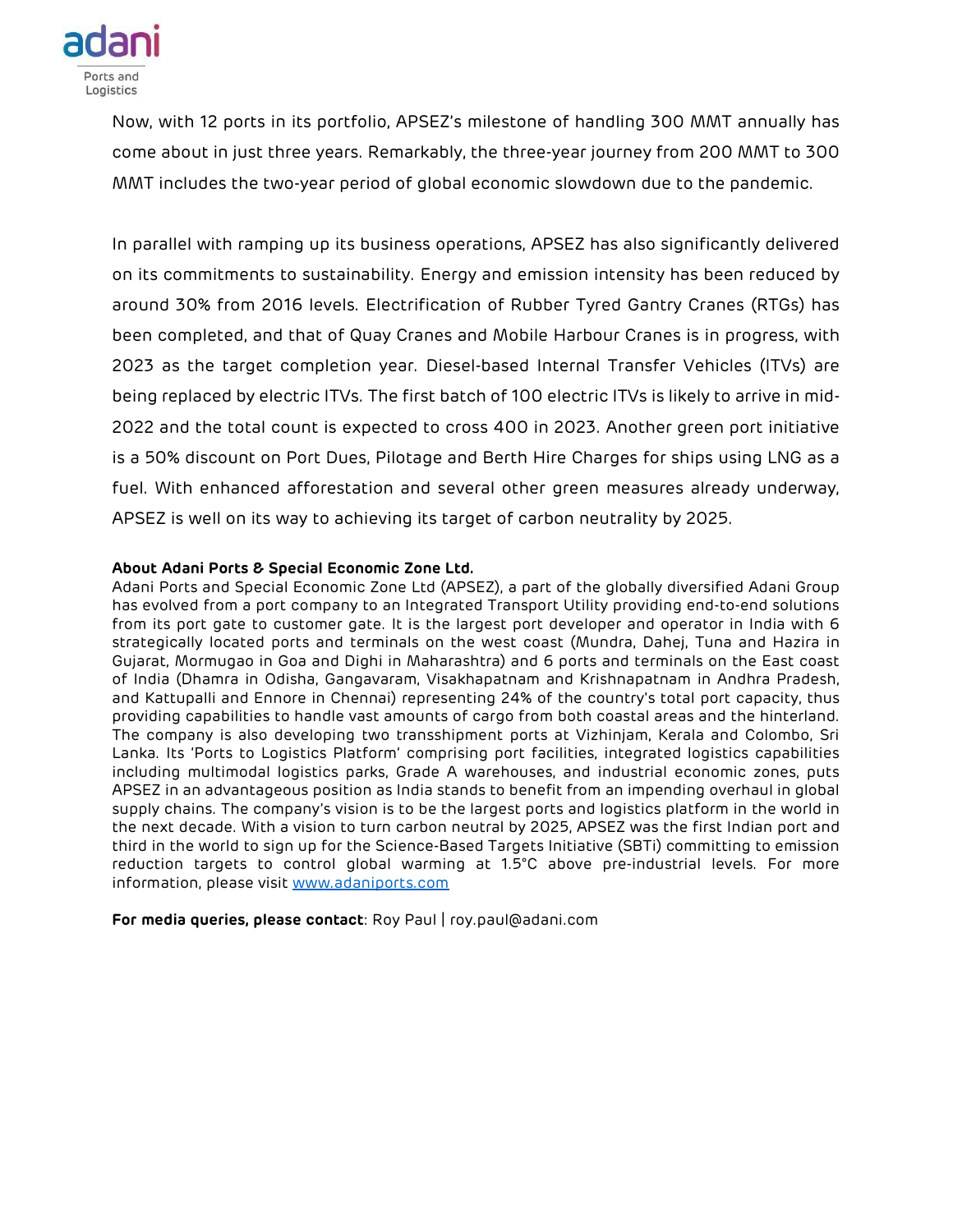Now, with 12 ports in its portfolio, APSEZ's milestone of handling 300 MMT annually has come about in just three years. Remarkably, the three-year journey from 200 MMT to 300 MMT includes the two-year period of global economic slowdown due to the pandemic.

In parallel with ramping up its business operations, APSEZ has also significantly delivered on its commitments to sustainability. Energy and emission intensity has been reduced by around 30% from 2016 levels. Electrification of Rubber Tyred Gantry Cranes (RTGs) has been completed, and that of Quay Cranes and Mobile Harbour Cranes is in progress, with 2023 as the target completion year. Diesel-based Internal Transfer Vehicles (ITVs) are being replaced by electric ITVs. The first batch of 100 electric ITVs is likely to arrive in mid-2022 and the total count is expected to cross 400 in 2023. Another green port initiative is a 50% discount on Port Dues, Pilotage and Berth Hire Charges for ships using LNG as a fuel. With enhanced afforestation and several other green measures already underway, APSEZ is well on its way to achieving its target of carbon neutrality by 2025.

**About Adani Ports & Special Economic Zone Ltd.**

Adani Ports and Special Economic Zone Ltd (APSEZ), a part of the globally diversified Adani Group has evolved from a port company to an Integrated Transport Utility providing end-to-end solutions from its port gate to customer gate. It is the largest port developer and operator in India with 6 strategically located ports and terminals on the west coast (Mundra, Dahej, Tuna and Hazira in Gujarat, Mormugao in Goa and Dighi in Maharashtra) and 6 ports and terminals on the East coast of India (Dhamra in Odisha, Gangavaram, Visakhapatnam and Krishnapatnam in Andhra Pradesh, and Kattupalli and Ennore in Chennai) representing 24% of the country's total port capacity, thus providing capabilities to handle vast amounts of cargo from both coastal areas and the hinterland. The company is also developing two transshipment ports at Vizhinjam, Kerala and Colombo, Sri Lanka. Its 'Ports to Logistics Platform' comprising port facilities, integrated logistics capabilities including multimodal logistics parks, Grade A warehouses, and industrial economic zones, puts APSEZ in an advantageous position as India stands to benefit from an impending overhaul in global supply chains. The company's vision is to be the largest ports and logistics platform in the world in the next decade. With a vision to turn carbon neutral by 2025, APSEZ was the first Indian port and third in the world to sign up for the Science-Based Targets Initiative (SBTi) committing to emission reduction targets to control global warming at 1.5°C above pre-industrial levels. For more information, please visit [www.adaniports.com](http://www.adaniports.com)

**For media queries, please contact**: Roy Paul | roy.paul@adani.com